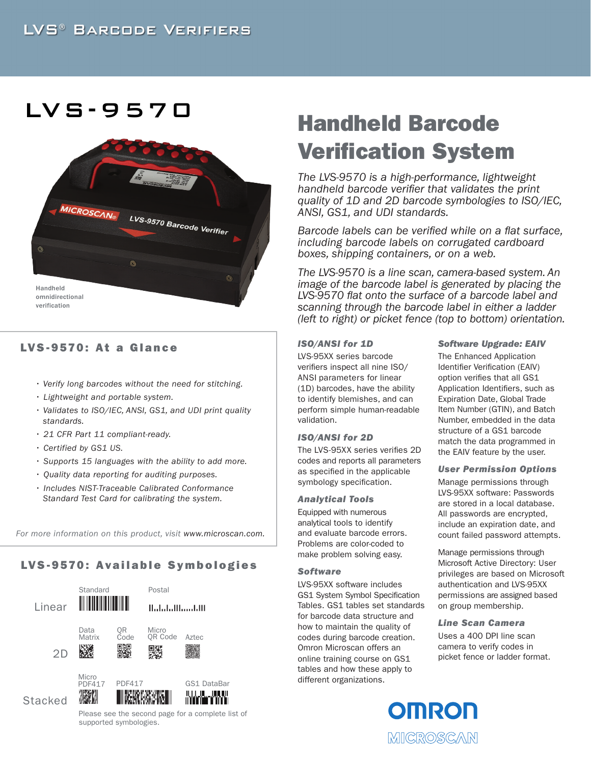LVS® Barcode Verifiers

# LVS-9570

Handheld omnidirectional verification

## Handheld Barcode Verification System

*The LVS-9570 is a high-performance, lightweight handheld barcode verifier that validates the print quality of 1D and 2D barcode symbologies to ISO/IEC, ANSI, GS1, and UDI standards.*

*Barcode labels can be verified while on a flat surface, including barcode labels on corrugated cardboard boxes, shipping containers, or on a web.*

*The LVS-9570 is a line scan, camera-based system. An image of the barcode label is generated by placing the LVS-9570 flat onto the surface of a barcode label and scanning through the barcode label in either a ladder (left to right) or picket fence (top to bottom) orientation.*

### LVS-9570: At a Glance

- *Verify long barcodes without the need for stitching.*
- *Lightweight and portable system.*
- *Validates to ISO/IEC, ANSI, GS1, and UDI print quality standards.*
- *21 CFR Part 11 compliant-ready.*
- *Certified by GS1 US.*
- *Supports 15 languages with the ability to add more.*
- *Quality data reporting for auditing purposes.*
- *Includes NIST-Traceable Calibrated Conformance Standard Test Card for calibrating the system.*

*For more information on this product, visit www.microscan.com.*

### LVS-9570: Available Symbologies

| | | | | |
|---|---|---|---|---|
| Linear | Standard | Postal | | |
| 2D | Data Matrix | QR Code | Micro QR Code | Aztec |
| Stacked | Micro PDF417 | PDF417 | GS1 DataBar | |

Please see the second page for a complete list of supported symbologies.

#### ISO/ANSI for 1D

LVS-95XX series barcode verifiers inspect all nine ISO/ANSI parameters for linear (1D) barcodes, have the ability to identify blemishes, and can perform simple human-readable validation.

#### ISO/ANSI for 2D

The LVS-95XX series verifies 2D codes and reports all parameters as specified in the applicable symbology specification.

#### Analytical Tools

Equipped with numerous analytical tools to identify and evaluate barcode errors. Problems are color-coded to make problem solving easy.

#### Software

LVS-95XX software includes GS1 System Symbol Specification Tables. GS1 tables set standards for barcode data structure and how to maintain the quality of codes during barcode creation. Omron Microscan offers an online training course on GS1 tables and how these apply to different organizations.

#### Software Upgrade: EAIV

The Enhanced Application Identifier Verification (EAIV) option verifies that all GS1 Application Identifiers, such as Expiration Date, Global Trade Item Number (GTIN), and Batch Number, embedded in the data structure of a GS1 barcode match the data programmed in the EAIV feature by the user.

#### User Permission Options

Manage permissions through LVS-95XX software: Passwords are stored in a local database. All passwords are encrypted, include an expiration date, and count failed password attempts.

Manage permissions through Microsoft Active Directory: User privileges are based on Microsoft authentication and LVS-95XX permissions are assigned based on group membership.

#### Line Scan Camera

Uses a 400 DPI line scan camera to verify codes in picket fence or ladder format.

OMRON MICROSCAN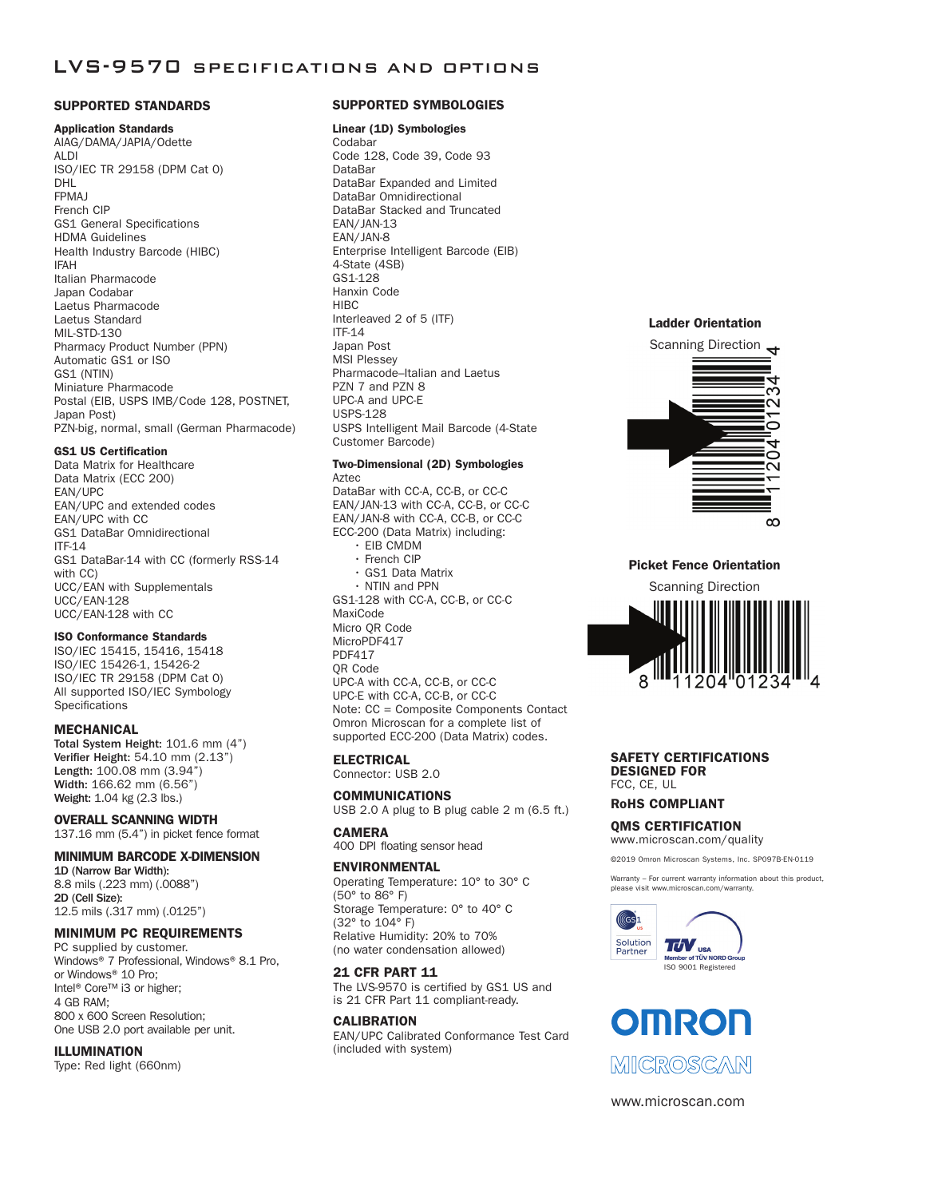# LVS-9570 SPECIFICATIONS AND OPTIONS

## SUPPORTED STANDARDS

### Application Standards

AIAG/DAMA/JAPIA/Odette
ALDI
ISO/IEC TR 29158 (DPM Cat 0)
DHL
FPMAJ
French CIP
GS1 General Specifications
HDMA Guidelines
Health Industry Barcode (HIBC)
IFAH
Italian Pharmacode
Japan Codabar
Laetus Pharmacode
Laetus Standard
MIL-STD-130
Pharmacy Product Number (PPN)
Automatic GS1 or ISO
GS1 (NTIN)
Miniature Pharmacode
Postal (EIB, USPS IMB/Code 128, POSTNET, Japan Post)
PZN-big, normal, small (German Pharmacode)

### GS1 US Certification

Data Matrix for Healthcare
Data Matrix (ECC 200)
EAN/UPC
EAN/UPC and extended codes
EAN/UPC with CC
GS1 DataBar Omnidirectional
ITF-14
GS1 DataBar-14 with CC (formerly RSS-14 with CC)
UCC/EAN with Supplementals
UCC/EAN-128
UCC/EAN-128 with CC

### ISO Conformance Standards

ISO/IEC 15415, 15416, 15418
ISO/IEC 15426-1, 15426-2
ISO/IEC TR 29158 (DPM Cat 0)
All supported ISO/IEC Symbology Specifications

## MECHANICAL

**Total System Height:** 101.6 mm (4")
**Verifier Height:** 54.10 mm (2.13")
**Length:** 100.08 mm (3.94")
**Width:** 166.62 mm (6.56")
**Weight:** 1.04 kg (2.3 lbs.)

## OVERALL SCANNING WIDTH

137.16 mm (5.4") in picket fence format

## MINIMUM BARCODE X-DIMENSION

**1D (Narrow Bar Width):**
8.8 mils (.223 mm) (.0088")
**2D (Cell Size):**
12.5 mils (.317 mm) (.0125")

## MINIMUM PC REQUIREMENTS

PC supplied by customer.
Windows® 7 Professional, Windows® 8.1 Pro, or Windows® 10 Pro;
Intel® Core™ i3 or higher;
4 GB RAM;
800 x 600 Screen Resolution;
One USB 2.0 port available per unit.

## ILLUMINATION

Type: Red light (660nm)

## SUPPORTED SYMBOLOGIES

### Linear (1D) Symbologies

Codabar
Code 128, Code 39, Code 93
DataBar
DataBar Expanded and Limited
DataBar Omnidirectional
DataBar Stacked and Truncated
EAN/JAN-13
EAN/JAN-8
Enterprise Intelligent Barcode (EIB)
4-State (4SB)
GS1-128
Hanxin Code
HIBC
Interleaved 2 of 5 (ITF)
ITF-14
Japan Post
MSI Plessey
Pharmacode–Italian and Laetus
PZN 7 and PZN 8
UPC-A and UPC-E
USPS-128
USPS Intelligent Mail Barcode (4-State Customer Barcode)

### Two-Dimensional (2D) Symbologies

Aztec
DataBar with CC-A, CC-B, or CC-C
EAN/JAN-13 with CC-A, CC-B, or CC-C
EAN/JAN-8 with CC-A, CC-B, or CC-C
ECC-200 (Data Matrix) including:
- EIB CMDM
- French CIP
- GS1 Data Matrix
- NTIN and PPN

GS1-128 with CC-A, CC-B, or CC-C
MaxiCode
Micro QR Code
MicroPDF417
PDF417
QR Code
UPC-A with CC-A, CC-B, or CC-C
UPC-E with CC-A, CC-B, or CC-C
Note: CC = Composite Components Contact Omron Microscan for a complete list of supported ECC-200 (Data Matrix) codes.

## ELECTRICAL

Connector: USB 2.0

## COMMUNICATIONS

USB 2.0 A plug to B plug cable 2 m (6.5 ft.)

## CAMERA

400 DPI floating sensor head

## ENVIRONMENTAL

Operating Temperature: 10° to 30° C (50° to 86° F)
Storage Temperature: 0° to 40° C (32° to 104° F)
Relative Humidity: 20% to 70% (no water condensation allowed)

## 21 CFR PART 11

The LVS-9570 is certified by GS1 US and is 21 CFR Part 11 compliant-ready.

## CALIBRATION

EAN/UPC Calibrated Conformance Test Card (included with system)

**Ladder Orientation**

Scanning Direction

8 11204 01234 4

**Picket Fence Orientation**

Scanning Direction

8 11204 01234 4

## SAFETY CERTIFICATIONS DESIGNED FOR

FCC, CE, UL

## RoHS COMPLIANT

## QMS CERTIFICATION

www.microscan.com/quality

©2019 Omron Microscan Systems, Inc. SP097B-EN-0119

Warranty – For current warranty information about this product, please visit www.microscan.com/warranty.

GS1 US Solution Partner

TÜV USA Member of TÜV NORD Group
ISO 9001 Registered

OMRON
MICROSCAN

www.microscan.com